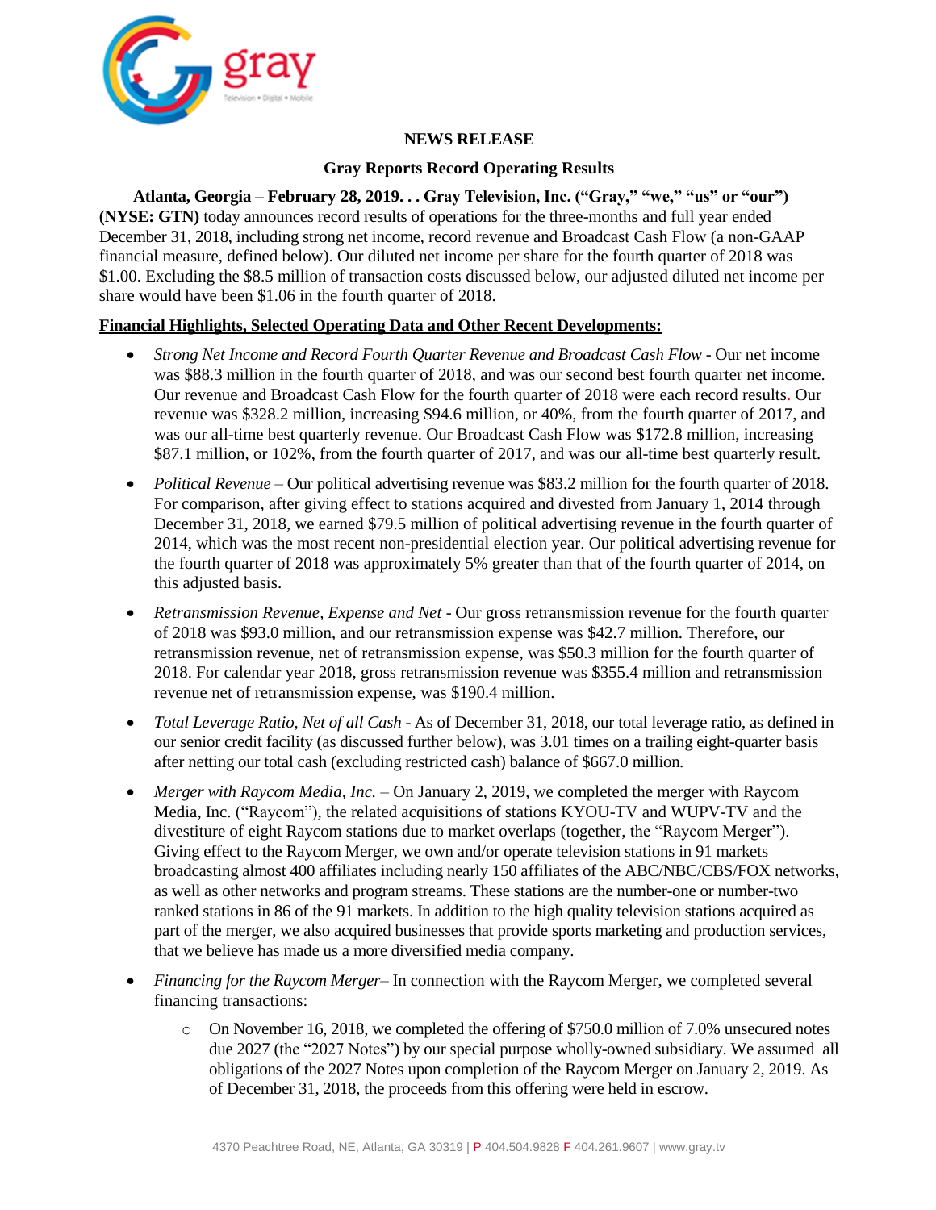# NEWS RELEASE

## Gray Reports Record Operating Results

**Atlanta, Georgia – February 28, 2019. . . Gray Television, Inc. ("Gray," "we," "us" or "our") (NYSE: GTN)** today announces record results of operations for the three-months and full year ended December 31, 2018, including strong net income, record revenue and Broadcast Cash Flow (a non-GAAP financial measure, defined below). Our diluted net income per share for the fourth quarter of 2018 was $1.00. Excluding the $8.5 million of transaction costs discussed below, our adjusted diluted net income per share would have been $1.06 in the fourth quarter of 2018.

**Financial Highlights, Selected Operating Data and Other Recent Developments:**

- *Strong Net Income and Record Fourth Quarter Revenue and Broadcast Cash Flow* - Our net income was $88.3 million in the fourth quarter of 2018, and was our second best fourth quarter net income. Our revenue and Broadcast Cash Flow for the fourth quarter of 2018 were each record results. Our revenue was $328.2 million, increasing $94.6 million, or 40%, from the fourth quarter of 2017, and was our all-time best quarterly revenue. Our Broadcast Cash Flow was $172.8 million, increasing $87.1 million, or 102%, from the fourth quarter of 2017, and was our all-time best quarterly result.

- *Political Revenue* – Our political advertising revenue was $83.2 million for the fourth quarter of 2018. For comparison, after giving effect to stations acquired and divested from January 1, 2014 through December 31, 2018, we earned $79.5 million of political advertising revenue in the fourth quarter of 2014, which was the most recent non-presidential election year. Our political advertising revenue for the fourth quarter of 2018 was approximately 5% greater than that of the fourth quarter of 2014, on this adjusted basis.

- *Retransmission Revenue, Expense and Net* - Our gross retransmission revenue for the fourth quarter of 2018 was $93.0 million, and our retransmission expense was $42.7 million. Therefore, our retransmission revenue, net of retransmission expense, was $50.3 million for the fourth quarter of 2018. For calendar year 2018, gross retransmission revenue was $355.4 million and retransmission revenue net of retransmission expense, was $190.4 million.

- *Total Leverage Ratio, Net of all Cash* - As of December 31, 2018, our total leverage ratio, as defined in our senior credit facility (as discussed further below), was 3.01 times on a trailing eight-quarter basis after netting our total cash (excluding restricted cash) balance of $667.0 million.

- *Merger with Raycom Media, Inc.* – On January 2, 2019, we completed the merger with Raycom Media, Inc. ("Raycom"), the related acquisitions of stations KYOU-TV and WUPV-TV and the divestiture of eight Raycom stations due to market overlaps (together, the "Raycom Merger"). Giving effect to the Raycom Merger, we own and/or operate television stations in 91 markets broadcasting almost 400 affiliates including nearly 150 affiliates of the ABC/NBC/CBS/FOX networks, as well as other networks and program streams. These stations are the number-one or number-two ranked stations in 86 of the 91 markets. In addition to the high quality television stations acquired as part of the merger, we also acquired businesses that provide sports marketing and production services, that we believe has made us a more diversified media company.

- *Financing for the Raycom Merger*– In connection with the Raycom Merger, we completed several financing transactions:
  - On November 16, 2018, we completed the offering of $750.0 million of 7.0% unsecured notes due 2027 (the "2027 Notes") by our special purpose wholly-owned subsidiary. We assumed all obligations of the 2027 Notes upon completion of the Raycom Merger on January 2, 2019. As of December 31, 2018, the proceeds from this offering were held in escrow.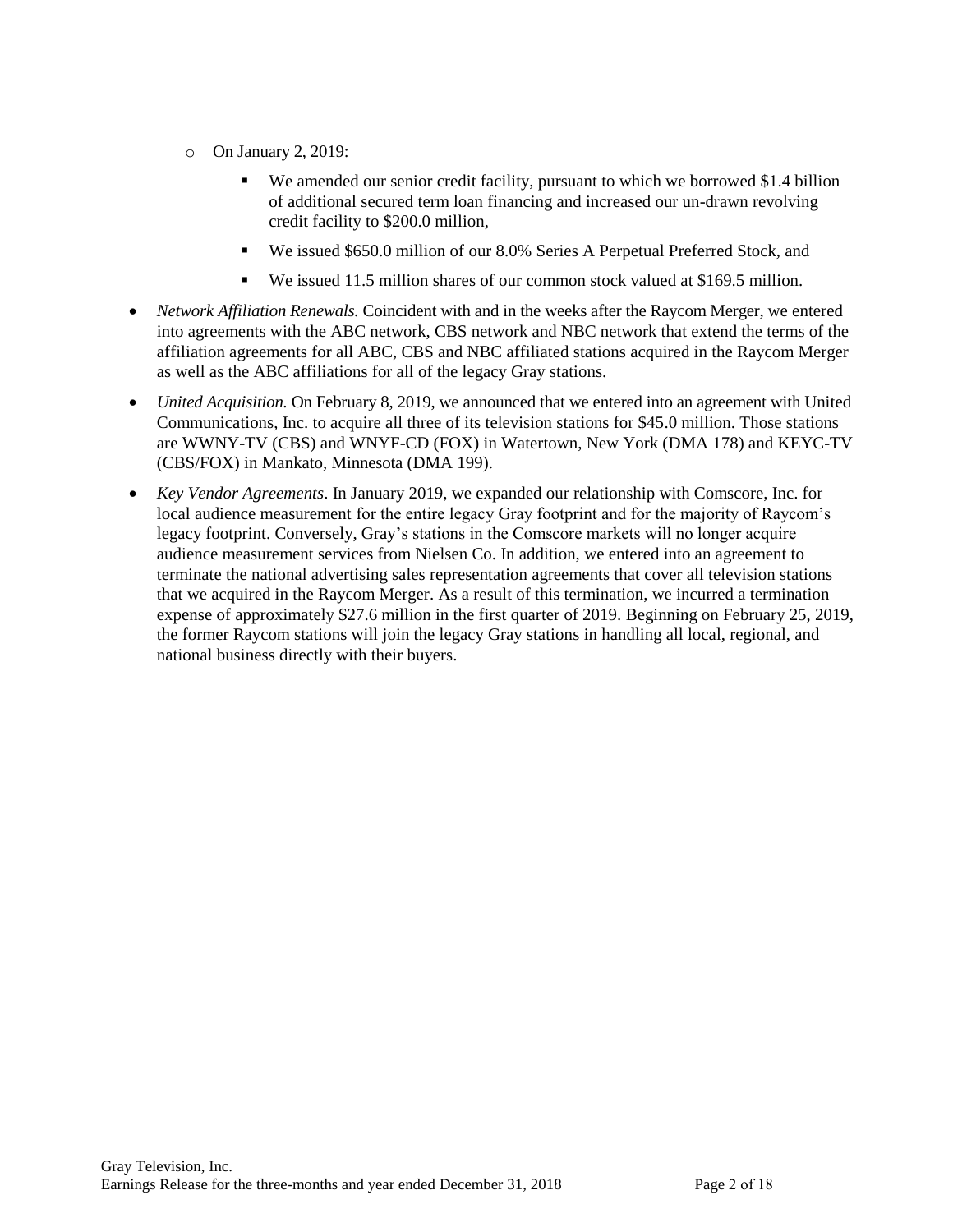- On January 2, 2019:
    - We amended our senior credit facility, pursuant to which we borrowed $1.4 billion of additional secured term loan financing and increased our un-drawn revolving credit facility to $200.0 million,
    - We issued $650.0 million of our 8.0% Series A Perpetual Preferred Stock, and
    - We issued 11.5 million shares of our common stock valued at $169.5 million.

- *Network Affiliation Renewals.* Coincident with and in the weeks after the Raycom Merger, we entered into agreements with the ABC network, CBS network and NBC network that extend the terms of the affiliation agreements for all ABC, CBS and NBC affiliated stations acquired in the Raycom Merger as well as the ABC affiliations for all of the legacy Gray stations.
- *United Acquisition.* On February 8, 2019, we announced that we entered into an agreement with United Communications, Inc. to acquire all three of its television stations for $45.0 million. Those stations are WWNY-TV (CBS) and WNYF-CD (FOX) in Watertown, New York (DMA 178) and KEYC-TV (CBS/FOX) in Mankato, Minnesota (DMA 199).
- *Key Vendor Agreements*. In January 2019, we expanded our relationship with Comscore, Inc. for local audience measurement for the entire legacy Gray footprint and for the majority of Raycom's legacy footprint. Conversely, Gray's stations in the Comscore markets will no longer acquire audience measurement services from Nielsen Co. In addition, we entered into an agreement to terminate the national advertising sales representation agreements that cover all television stations that we acquired in the Raycom Merger. As a result of this termination, we incurred a termination expense of approximately $27.6 million in the first quarter of 2019. Beginning on February 25, 2019, the former Raycom stations will join the legacy Gray stations in handling all local, regional, and national business directly with their buyers.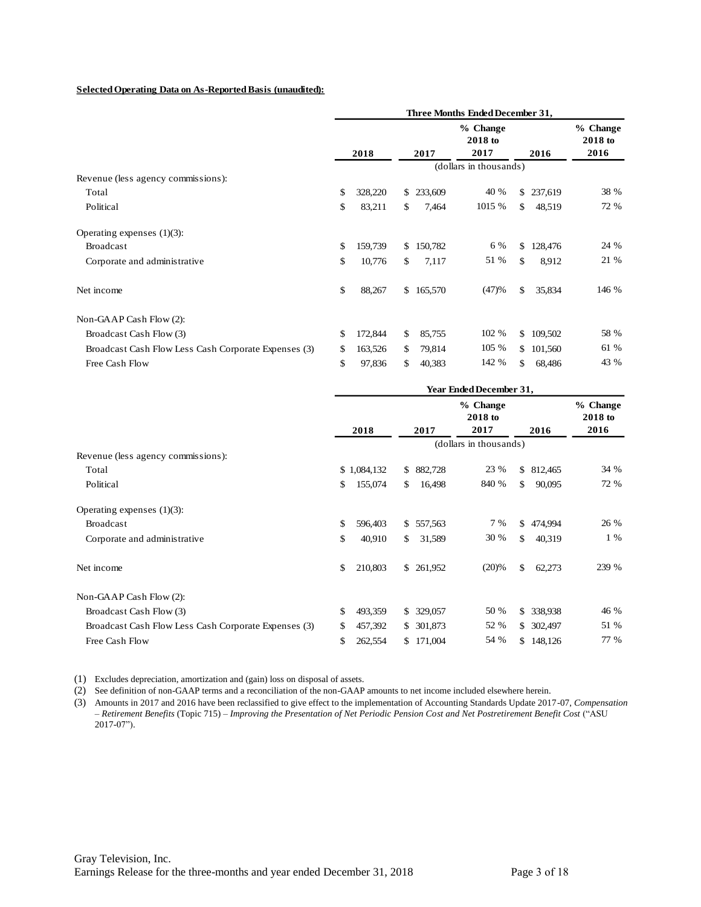**Selected Operating Data on As-Reported Basis (unaudited):**

| | Three Months Ended December 31, | | | | |
|---|---|---|---|---|---|
| | 2018 | 2017 | % Change 2018 to 2017 | 2016 | % Change 2018 to 2016 |
| | (dollars in thousands) | | | | |
| Revenue (less agency commissions): | | | | | |
| Total | $ 328,220 | $ 233,609 | 40 % | $ 237,619 | 38 % |
| Political | $ 83,211 | $ 7,464 | 1015 % | $ 48,519 | 72 % |
| Operating expenses (1)(3): | | | | | |
| Broadcast | $ 159,739 | $ 150,782 | 6 % | $ 128,476 | 24 % |
| Corporate and administrative | $ 10,776 | $ 7,117 | 51 % | $ 8,912 | 21 % |
| Net income | $ 88,267 | $ 165,570 | (47)% | $ 35,834 | 146 % |
| Non-GAAP Cash Flow (2): | | | | | |
| Broadcast Cash Flow (3) | $ 172,844 | $ 85,755 | 102 % | $ 109,502 | 58 % |
| Broadcast Cash Flow Less Cash Corporate Expenses (3) | $ 163,526 | $ 79,814 | 105 % | $ 101,560 | 61 % |
| Free Cash Flow | $ 97,836 | $ 40,383 | 142 % | $ 68,486 | 43 % |

| | Year Ended December 31, | | | | |
|---|---|---|---|---|---|
| | 2018 | 2017 | % Change 2018 to 2017 | 2016 | % Change 2018 to 2016 |
| | (dollars in thousands) | | | | |
| Revenue (less agency commissions): | | | | | |
| Total | $ 1,084,132 | $ 882,728 | 23 % | $ 812,465 | 34 % |
| Political | $ 155,074 | $ 16,498 | 840 % | $ 90,095 | 72 % |
| Operating expenses (1)(3): | | | | | |
| Broadcast | $ 596,403 | $ 557,563 | 7 % | $ 474,994 | 26 % |
| Corporate and administrative | $ 40,910 | $ 31,589 | 30 % | $ 40,319 | 1 % |
| Net income | $ 210,803 | $ 261,952 | (20)% | $ 62,273 | 239 % |
| Non-GAAP Cash Flow (2): | | | | | |
| Broadcast Cash Flow (3) | $ 493,359 | $ 329,057 | 50 % | $ 338,938 | 46 % |
| Broadcast Cash Flow Less Cash Corporate Expenses (3) | $ 457,392 | $ 301,873 | 52 % | $ 302,497 | 51 % |
| Free Cash Flow | $ 262,554 | $ 171,004 | 54 % | $ 148,126 | 77 % |

(1) Excludes depreciation, amortization and (gain) loss on disposal of assets.

(2) See definition of non-GAAP terms and a reconciliation of the non-GAAP amounts to net income included elsewhere herein.

(3) Amounts in 2017 and 2016 have been reclassified to give effect to the implementation of Accounting Standards Update 2017-07, *Compensation – Retirement Benefits* (Topic 715) – *Improving the Presentation of Net Periodic Pension Cost and Net Postretirement Benefit Cost* ("ASU 2017-07").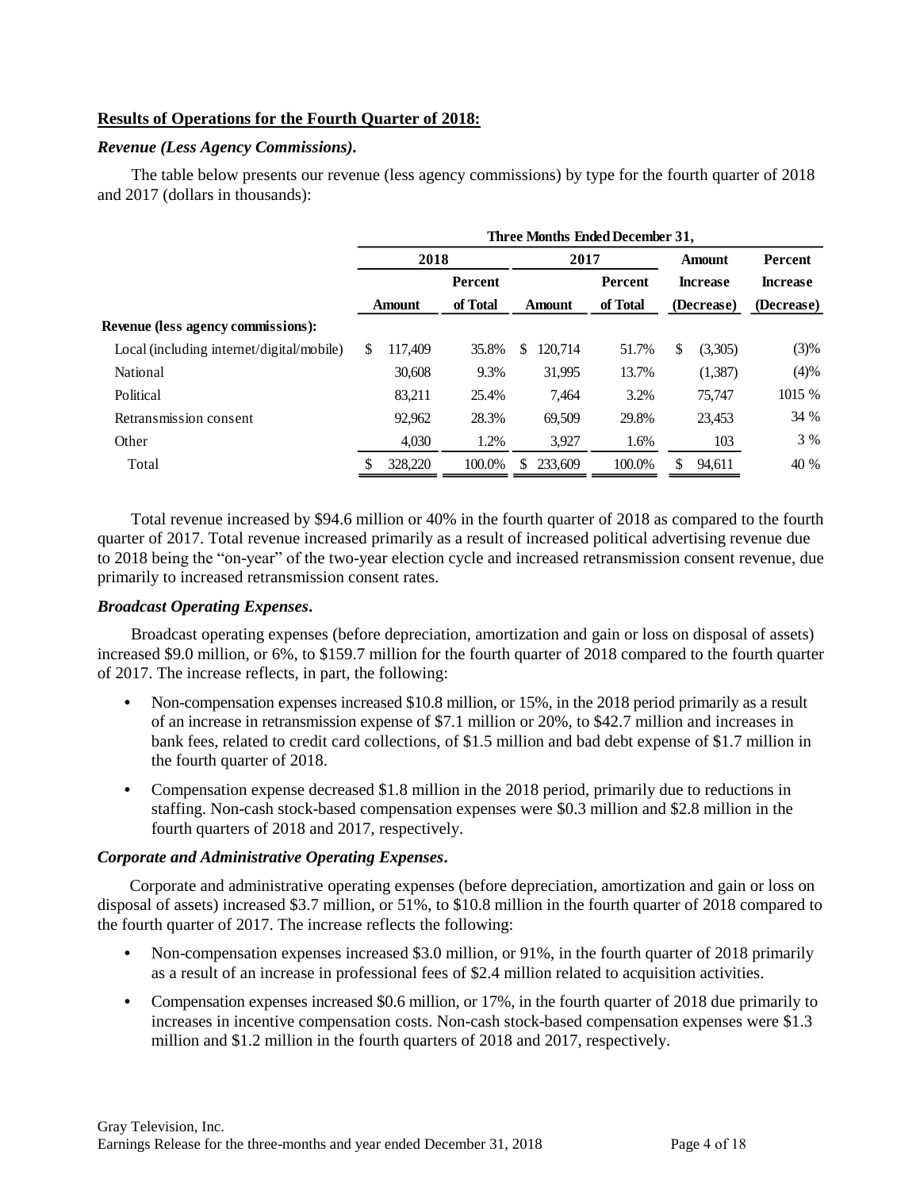**Results of Operations for the Fourth Quarter of 2018:**

***Revenue (Less Agency Commissions).***

The table below presents our revenue (less agency commissions) by type for the fourth quarter of 2018 and 2017 (dollars in thousands):

| | Three Months Ended December 31, | | | | | |
|---|---|---|---|---|---|---|
| | 2018 | | 2017 | | Amount | Percent |
| | Amount | Percent of Total | Amount | Percent of Total | Increase (Decrease) | Increase (Decrease) |
| **Revenue (less agency commissions):** | | | | | | |
| Local (including internet/digital/mobile) | $ 117,409 | 35.8% | $ 120,714 | 51.7% | $ (3,305) | (3)% |
| National | 30,608 | 9.3% | 31,995 | 13.7% | (1,387) | (4)% |
| Political | 83,211 | 25.4% | 7,464 | 3.2% | 75,747 | 1015 % |
| Retransmission consent | 92,962 | 28.3% | 69,509 | 29.8% | 23,453 | 34 % |
| Other | 4,030 | 1.2% | 3,927 | 1.6% | 103 | 3 % |
| Total | $ 328,220 | 100.0% | $ 233,609 | 100.0% | $ 94,611 | 40 % |

Total revenue increased by $94.6 million or 40% in the fourth quarter of 2018 as compared to the fourth quarter of 2017. Total revenue increased primarily as a result of increased political advertising revenue due to 2018 being the "on-year" of the two-year election cycle and increased retransmission consent revenue, due primarily to increased retransmission consent rates.

***Broadcast Operating Expenses.***

Broadcast operating expenses (before depreciation, amortization and gain or loss on disposal of assets) increased $9.0 million, or 6%, to $159.7 million for the fourth quarter of 2018 compared to the fourth quarter of 2017. The increase reflects, in part, the following:

- Non-compensation expenses increased $10.8 million, or 15%, in the 2018 period primarily as a result of an increase in retransmission expense of $7.1 million or 20%, to $42.7 million and increases in bank fees, related to credit card collections, of $1.5 million and bad debt expense of $1.7 million in the fourth quarter of 2018.
- Compensation expense decreased $1.8 million in the 2018 period, primarily due to reductions in staffing. Non-cash stock-based compensation expenses were $0.3 million and $2.8 million in the fourth quarters of 2018 and 2017, respectively.

***Corporate and Administrative Operating Expenses.***

Corporate and administrative operating expenses (before depreciation, amortization and gain or loss on disposal of assets) increased $3.7 million, or 51%, to $10.8 million in the fourth quarter of 2018 compared to the fourth quarter of 2017. The increase reflects the following:

- Non-compensation expenses increased $3.0 million, or 91%, in the fourth quarter of 2018 primarily as a result of an increase in professional fees of $2.4 million related to acquisition activities.
- Compensation expenses increased $0.6 million, or 17%, in the fourth quarter of 2018 due primarily to increases in incentive compensation costs. Non-cash stock-based compensation expenses were $1.3 million and $1.2 million in the fourth quarters of 2018 and 2017, respectively.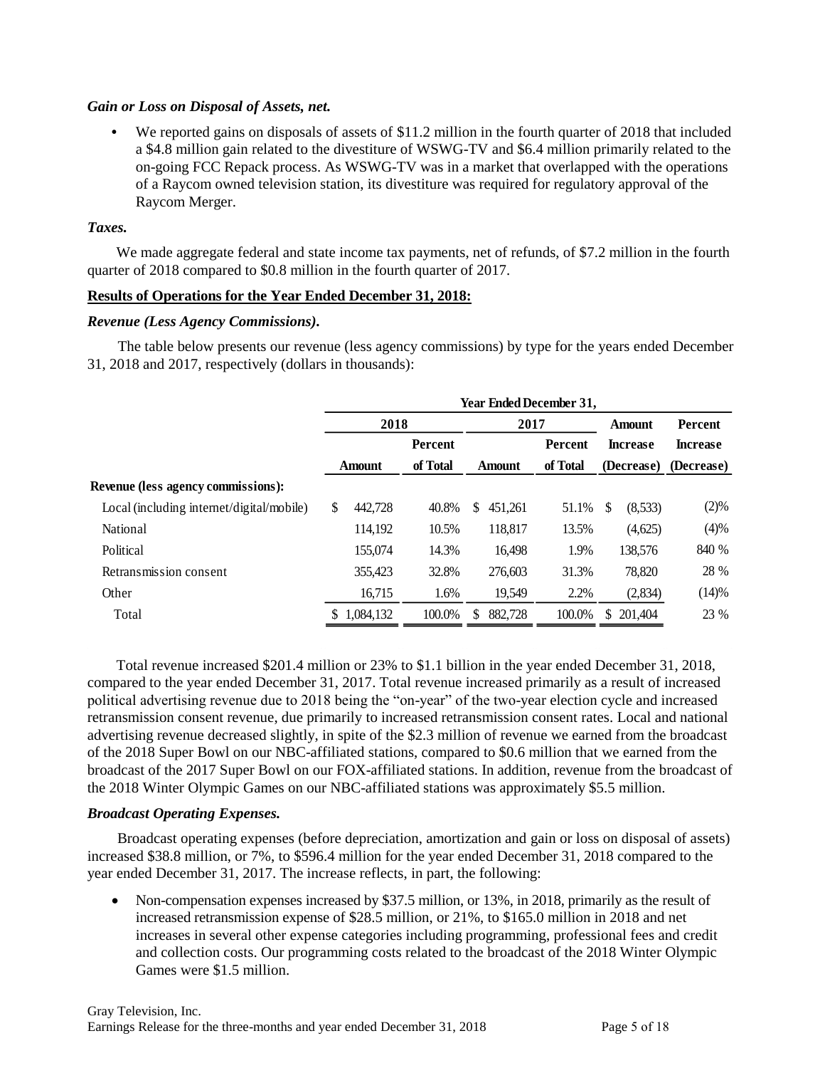### *Gain or Loss on Disposal of Assets, net.*

- We reported gains on disposals of assets of \$11.2 million in the fourth quarter of 2018 that included a \$4.8 million gain related to the divestiture of WSWG-TV and \$6.4 million primarily related to the on-going FCC Repack process. As WSWG-TV was in a market that overlapped with the operations of a Raycom owned television station, its divestiture was required for regulatory approval of the Raycom Merger.

### *Taxes.*

We made aggregate federal and state income tax payments, net of refunds, of \$7.2 million in the fourth quarter of 2018 compared to \$0.8 million in the fourth quarter of 2017.

## **Results of Operations for the Year Ended December 31, 2018:**

### *Revenue (Less Agency Commissions).*

The table below presents our revenue (less agency commissions) by type for the years ended December 31, 2018 and 2017, respectively (dollars in thousands):

| | Year Ended December 31, | | | | | |
|---|---|---|---|---|---|---|
| | 2018 | | 2017 | | Amount | Percent |
| | Amount | Percent of Total | Amount | Percent of Total | Increase (Decrease) | Increase (Decrease) |
| **Revenue (less agency commissions):** | | | | | | |
| Local (including internet/digital/mobile) | \$ 442,728 | 40.8% | \$ 451,261 | 51.1% | \$ (8,533) | (2)% |
| National | 114,192 | 10.5% | 118,817 | 13.5% | (4,625) | (4)% |
| Political | 155,074 | 14.3% | 16,498 | 1.9% | 138,576 | 840 % |
| Retransmission consent | 355,423 | 32.8% | 276,603 | 31.3% | 78,820 | 28 % |
| Other | 16,715 | 1.6% | 19,549 | 2.2% | (2,834) | (14)% |
| Total | \$ 1,084,132 | 100.0% | \$ 882,728 | 100.0% | \$ 201,404 | 23 % |

Total revenue increased \$201.4 million or 23% to \$1.1 billion in the year ended December 31, 2018, compared to the year ended December 31, 2017. Total revenue increased primarily as a result of increased political advertising revenue due to 2018 being the "on-year" of the two-year election cycle and increased retransmission consent revenue, due primarily to increased retransmission consent rates. Local and national advertising revenue decreased slightly, in spite of the \$2.3 million of revenue we earned from the broadcast of the 2018 Super Bowl on our NBC-affiliated stations, compared to \$0.6 million that we earned from the broadcast of the 2017 Super Bowl on our FOX-affiliated stations. In addition, revenue from the broadcast of the 2018 Winter Olympic Games on our NBC-affiliated stations was approximately \$5.5 million.

### *Broadcast Operating Expenses.*

Broadcast operating expenses (before depreciation, amortization and gain or loss on disposal of assets) increased \$38.8 million, or 7%, to \$596.4 million for the year ended December 31, 2018 compared to the year ended December 31, 2017. The increase reflects, in part, the following:

- Non-compensation expenses increased by \$37.5 million, or 13%, in 2018, primarily as the result of increased retransmission expense of \$28.5 million, or 21%, to \$165.0 million in 2018 and net increases in several other expense categories including programming, professional fees and credit and collection costs. Our programming costs related to the broadcast of the 2018 Winter Olympic Games were \$1.5 million.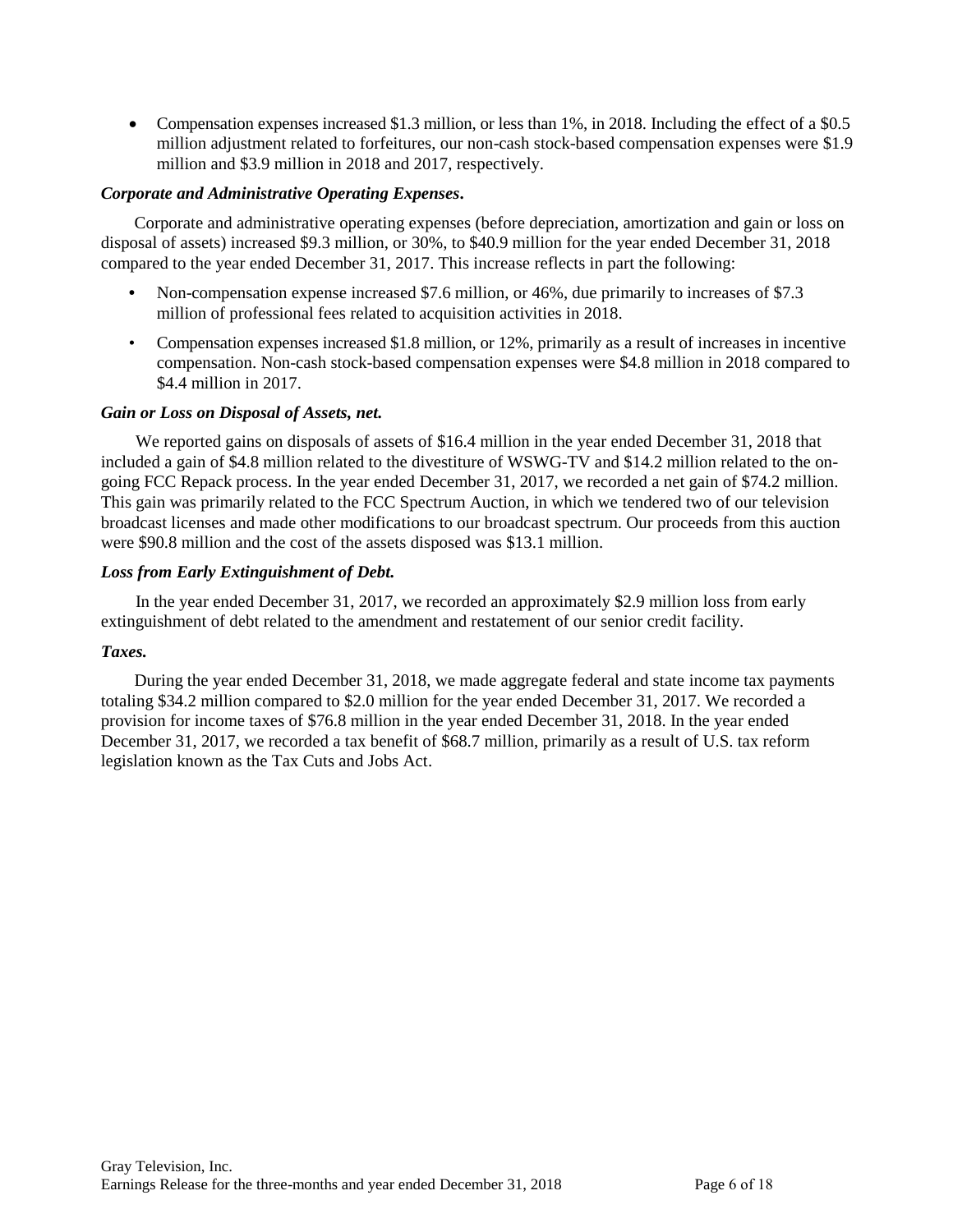- Compensation expenses increased $1.3 million, or less than 1%, in 2018. Including the effect of a $0.5 million adjustment related to forfeitures, our non-cash stock-based compensation expenses were $1.9 million and $3.9 million in 2018 and 2017, respectively.

***Corporate and Administrative Operating Expenses*.**

Corporate and administrative operating expenses (before depreciation, amortization and gain or loss on disposal of assets) increased $9.3 million, or 30%, to $40.9 million for the year ended December 31, 2018 compared to the year ended December 31, 2017. This increase reflects in part the following:

- Non-compensation expense increased $7.6 million, or 46%, due primarily to increases of $7.3 million of professional fees related to acquisition activities in 2018.
- Compensation expenses increased $1.8 million, or 12%, primarily as a result of increases in incentive compensation. Non-cash stock-based compensation expenses were $4.8 million in 2018 compared to $4.4 million in 2017.

***Gain or Loss on Disposal of Assets, net.***

We reported gains on disposals of assets of $16.4 million in the year ended December 31, 2018 that included a gain of $4.8 million related to the divestiture of WSWG-TV and $14.2 million related to the on-going FCC Repack process. In the year ended December 31, 2017, we recorded a net gain of $74.2 million. This gain was primarily related to the FCC Spectrum Auction, in which we tendered two of our television broadcast licenses and made other modifications to our broadcast spectrum. Our proceeds from this auction were $90.8 million and the cost of the assets disposed was $13.1 million.

***Loss from Early Extinguishment of Debt.***

In the year ended December 31, 2017, we recorded an approximately $2.9 million loss from early extinguishment of debt related to the amendment and restatement of our senior credit facility.

***Taxes.***

During the year ended December 31, 2018, we made aggregate federal and state income tax payments totaling $34.2 million compared to $2.0 million for the year ended December 31, 2017. We recorded a provision for income taxes of $76.8 million in the year ended December 31, 2018. In the year ended December 31, 2017, we recorded a tax benefit of $68.7 million, primarily as a result of U.S. tax reform legislation known as the Tax Cuts and Jobs Act.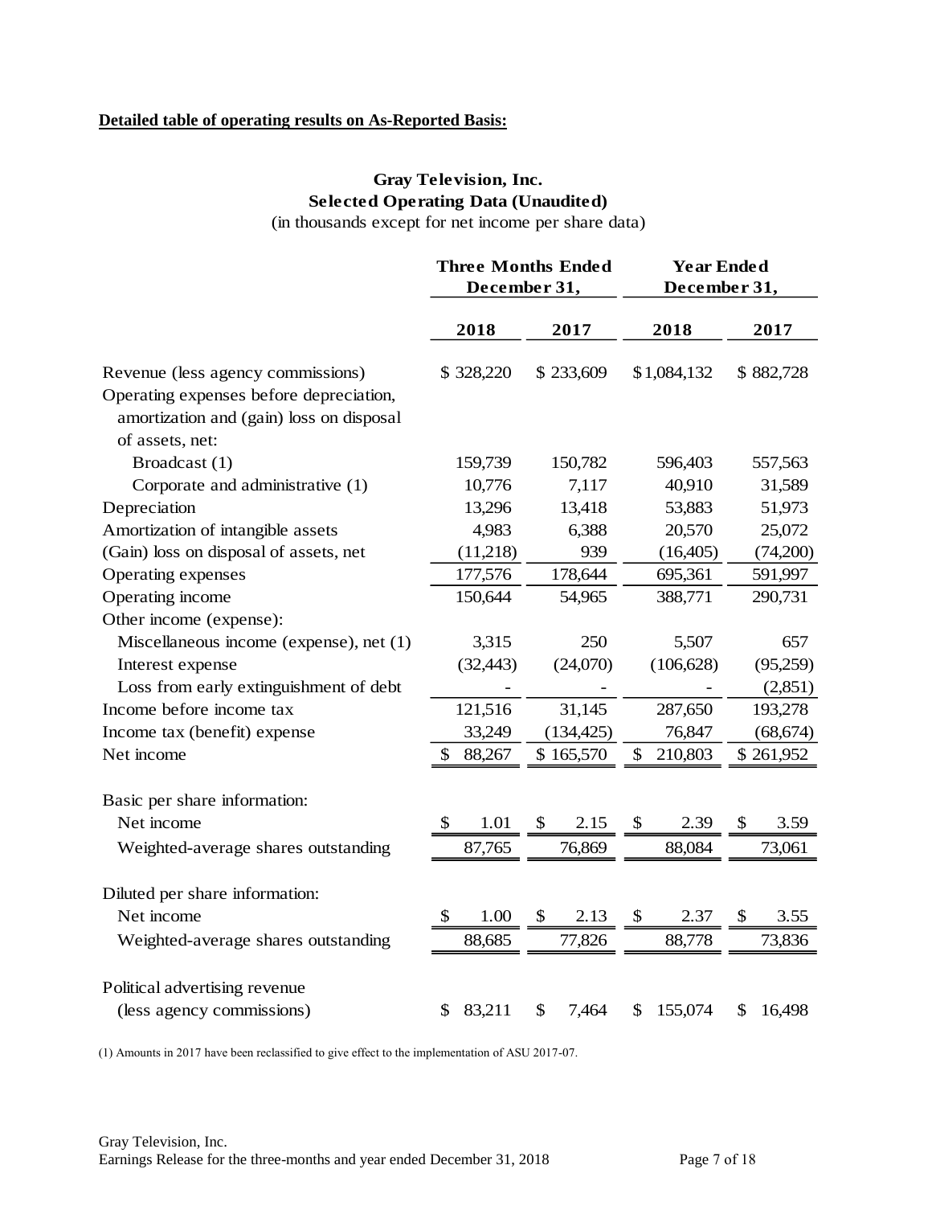**Detailed table of operating results on As-Reported Basis:**

**Gray Television, Inc.**
**Selected Operating Data (Unaudited)**
(in thousands except for net income per share data)

| | Three Months Ended December 31, | | Year Ended December 31, | |
|---|---|---|---|---|
| | 2018 | 2017 | 2018 | 2017 |
| Revenue (less agency commissions) | $ 328,220 | $ 233,609 | $1,084,132 | $ 882,728 |
| Operating expenses before depreciation, amortization and (gain) loss on disposal of assets, net: | | | | |
| Broadcast (1) | 159,739 | 150,782 | 596,403 | 557,563 |
| Corporate and administrative (1) | 10,776 | 7,117 | 40,910 | 31,589 |
| Depreciation | 13,296 | 13,418 | 53,883 | 51,973 |
| Amortization of intangible assets | 4,983 | 6,388 | 20,570 | 25,072 |
| (Gain) loss on disposal of assets, net | (11,218) | 939 | (16,405) | (74,200) |
| Operating expenses | 177,576 | 178,644 | 695,361 | 591,997 |
| Operating income | 150,644 | 54,965 | 388,771 | 290,731 |
| Other income (expense): | | | | |
| Miscellaneous income (expense), net (1) | 3,315 | 250 | 5,507 | 657 |
| Interest expense | (32,443) | (24,070) | (106,628) | (95,259) |
| Loss from early extinguishment of debt | - | - | - | (2,851) |
| Income before income tax | 121,516 | 31,145 | 287,650 | 193,278 |
| Income tax (benefit) expense | 33,249 | (134,425) | 76,847 | (68,674) |
| Net income | $ 88,267 | $ 165,570 | $ 210,803 | $ 261,952 |
| Basic per share information: | | | | |
| Net income | $ 1.01 | $ 2.15 | $ 2.39 | $ 3.59 |
| Weighted-average shares outstanding | 87,765 | 76,869 | 88,084 | 73,061 |
| Diluted per share information: | | | | |
| Net income | $ 1.00 | $ 2.13 | $ 2.37 | $ 3.55 |
| Weighted-average shares outstanding | 88,685 | 77,826 | 88,778 | 73,836 |
| Political advertising revenue (less agency commissions) | $ 83,211 | $ 7,464 | $ 155,074 | $ 16,498 |

(1) Amounts in 2017 have been reclassified to give effect to the implementation of ASU 2017-07.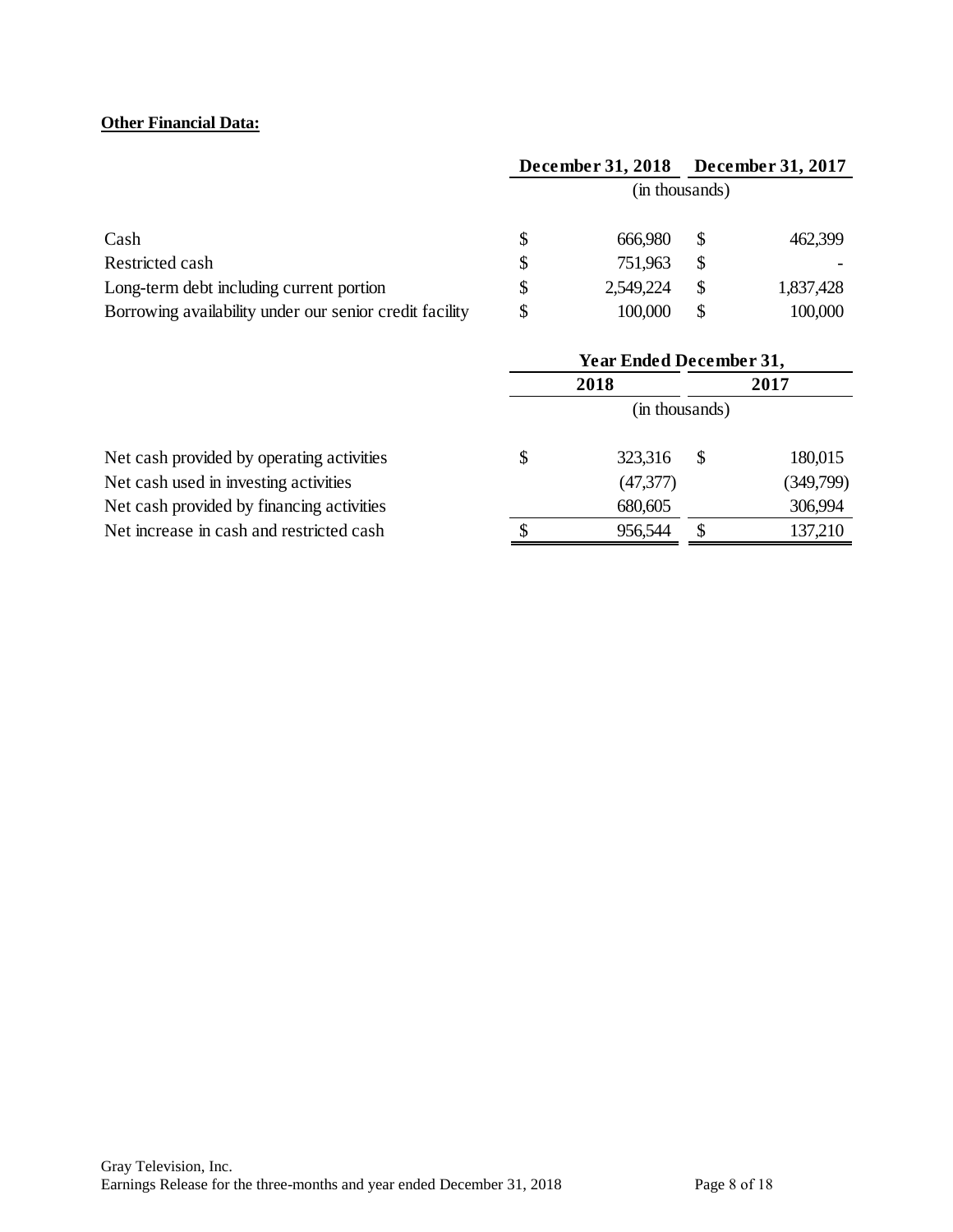**Other Financial Data:**

| | December 31, 2018 | December 31, 2017 |
|---|---|---|
| | (in thousands) | |
| Cash | $ 666,980 | $ 462,399 |
| Restricted cash | $ 751,963 | $ - |
| Long-term debt including current portion | $ 2,549,224 | $ 1,837,428 |
| Borrowing availability under our senior credit facility | $ 100,000 | $ 100,000 |

| | Year Ended December 31, | |
|---|---|---|
| | 2018 | 2017 |
| | (in thousands) | |
| Net cash provided by operating activities | $ 323,316 | $ 180,015 |
| Net cash used in investing activities | (47,377) | (349,799) |
| Net cash provided by financing activities | 680,605 | 306,994 |
| Net increase in cash and restricted cash | $ 956,544 | $ 137,210 |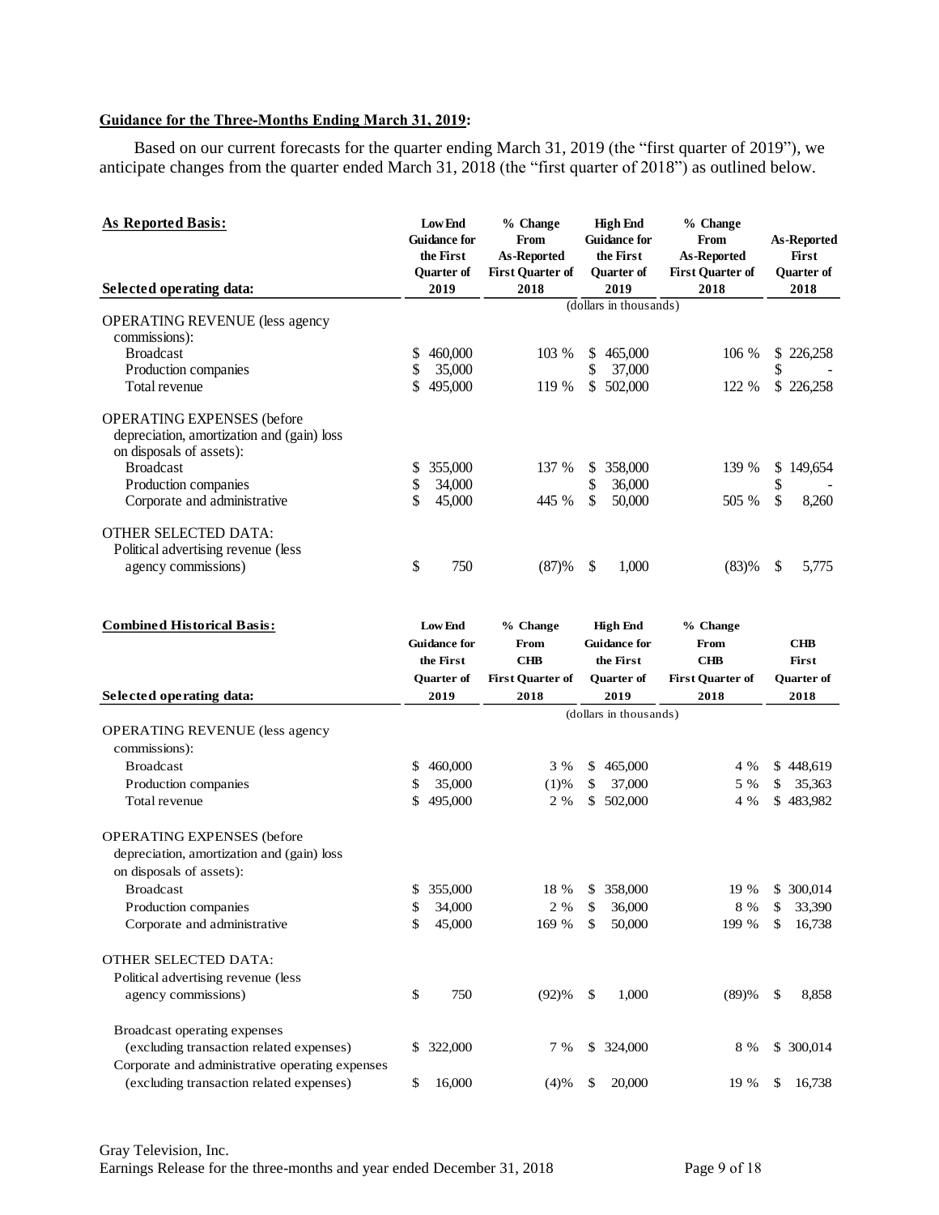**Guidance for the Three-Months Ending March 31, 2019:**

Based on our current forecasts for the quarter ending March 31, 2019 (the "first quarter of 2019"), we anticipate changes from the quarter ended March 31, 2018 (the "first quarter of 2018") as outlined below.

| **As Reported Basis:**<br>**Selected operating data:** | **Low End Guidance for the First Quarter of 2019** | **% Change From As-Reported First Quarter of 2018** | **High End Guidance for the First Quarter of 2019** | **% Change From As-Reported First Quarter of 2018** | **As-Reported First Quarter of 2018** |
|---|---|---|---|---|---|
| | | | (dollars in thousands) | | |
| OPERATING REVENUE (less agency commissions): | | | | | |
| Broadcast | $ 460,000 | 103 % | $ 465,000 | 106 % | $ 226,258 |
| Production companies | $ 35,000 | | $ 37,000 | | $ - |
| Total revenue | $ 495,000 | 119 % | $ 502,000 | 122 % | $ 226,258 |
| OPERATING EXPENSES (before depreciation, amortization and (gain) loss on disposals of assets): | | | | | |
| Broadcast | $ 355,000 | 137 % | $ 358,000 | 139 % | $ 149,654 |
| Production companies | $ 34,000 | | $ 36,000 | | $ - |
| Corporate and administrative | $ 45,000 | 445 % | $ 50,000 | 505 % | $ 8,260 |
| OTHER SELECTED DATA: | | | | | |
| Political advertising revenue (less agency commissions) | $ 750 | (87)% | $ 1,000 | (83)% | $ 5,775 |

| **Combined Historical Basis:**<br>**Selected operating data:** | **Low End Guidance for the First Quarter of 2019** | **% Change From CHB First Quarter of 2018** | **High End Guidance for the First Quarter of 2019** | **% Change From CHB First Quarter of 2018** | **CHB First Quarter of 2018** |
|---|---|---|---|---|---|
| | | | (dollars in thousands) | | |
| OPERATING REVENUE (less agency commissions): | | | | | |
| Broadcast | $ 460,000 | 3 % | $ 465,000 | 4 % | $ 448,619 |
| Production companies | $ 35,000 | (1)% | $ 37,000 | 5 % | $ 35,363 |
| Total revenue | $ 495,000 | 2 % | $ 502,000 | 4 % | $ 483,982 |
| OPERATING EXPENSES (before depreciation, amortization and (gain) loss on disposals of assets): | | | | | |
| Broadcast | $ 355,000 | 18 % | $ 358,000 | 19 % | $ 300,014 |
| Production companies | $ 34,000 | 2 % | $ 36,000 | 8 % | $ 33,390 |
| Corporate and administrative | $ 45,000 | 169 % | $ 50,000 | 199 % | $ 16,738 |
| OTHER SELECTED DATA: | | | | | |
| Political advertising revenue (less agency commissions) | $ 750 | (92)% | $ 1,000 | (89)% | $ 8,858 |
| Broadcast operating expenses (excluding transaction related expenses) | $ 322,000 | 7 % | $ 324,000 | 8 % | $ 300,014 |
| Corporate and administrative operating expenses (excluding transaction related expenses) | $ 16,000 | (4)% | $ 20,000 | 19 % | $ 16,738 |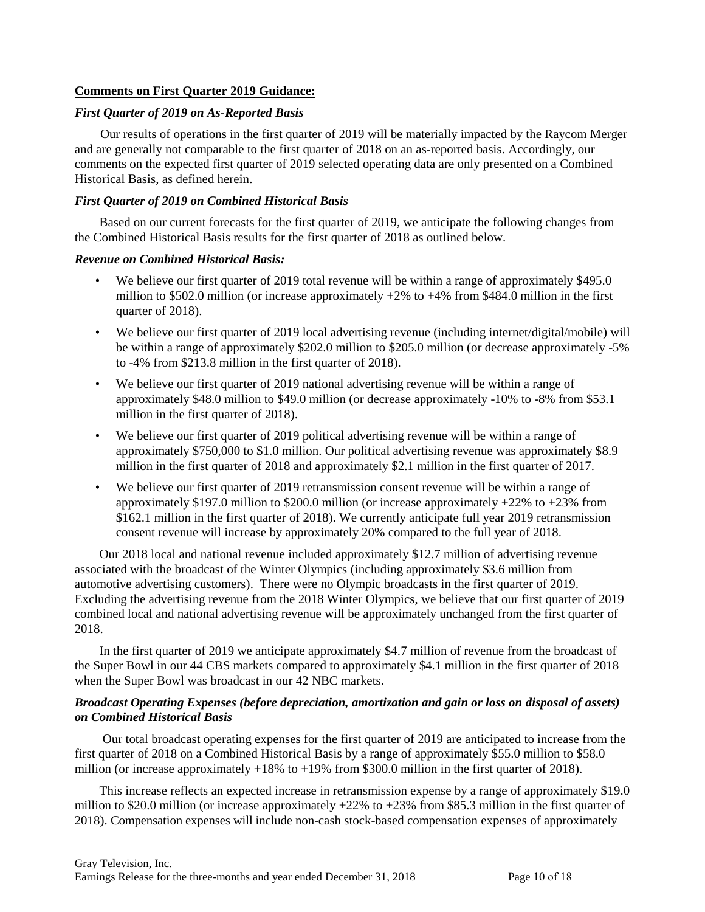**Comments on First Quarter 2019 Guidance:**

***First Quarter of 2019 on As-Reported Basis***

Our results of operations in the first quarter of 2019 will be materially impacted by the Raycom Merger and are generally not comparable to the first quarter of 2018 on an as-reported basis. Accordingly, our comments on the expected first quarter of 2019 selected operating data are only presented on a Combined Historical Basis, as defined herein.

***First Quarter of 2019 on Combined Historical Basis***

Based on our current forecasts for the first quarter of 2019, we anticipate the following changes from the Combined Historical Basis results for the first quarter of 2018 as outlined below.

***Revenue on Combined Historical Basis:***

- We believe our first quarter of 2019 total revenue will be within a range of approximately \$495.0 million to \$502.0 million (or increase approximately +2% to +4% from \$484.0 million in the first quarter of 2018).
- We believe our first quarter of 2019 local advertising revenue (including internet/digital/mobile) will be within a range of approximately \$202.0 million to \$205.0 million (or decrease approximately -5% to -4% from \$213.8 million in the first quarter of 2018).
- We believe our first quarter of 2019 national advertising revenue will be within a range of approximately \$48.0 million to \$49.0 million (or decrease approximately -10% to -8% from \$53.1 million in the first quarter of 2018).
- We believe our first quarter of 2019 political advertising revenue will be within a range of approximately \$750,000 to \$1.0 million. Our political advertising revenue was approximately \$8.9 million in the first quarter of 2018 and approximately \$2.1 million in the first quarter of 2017.
- We believe our first quarter of 2019 retransmission consent revenue will be within a range of approximately \$197.0 million to \$200.0 million (or increase approximately +22% to +23% from \$162.1 million in the first quarter of 2018). We currently anticipate full year 2019 retransmission consent revenue will increase by approximately 20% compared to the full year of 2018.

Our 2018 local and national revenue included approximately \$12.7 million of advertising revenue associated with the broadcast of the Winter Olympics (including approximately \$3.6 million from automotive advertising customers). There were no Olympic broadcasts in the first quarter of 2019. Excluding the advertising revenue from the 2018 Winter Olympics, we believe that our first quarter of 2019 combined local and national advertising revenue will be approximately unchanged from the first quarter of 2018.

In the first quarter of 2019 we anticipate approximately \$4.7 million of revenue from the broadcast of the Super Bowl in our 44 CBS markets compared to approximately \$4.1 million in the first quarter of 2018 when the Super Bowl was broadcast in our 42 NBC markets.

***Broadcast Operating Expenses (before depreciation, amortization and gain or loss on disposal of assets) on Combined Historical Basis***

Our total broadcast operating expenses for the first quarter of 2019 are anticipated to increase from the first quarter of 2018 on a Combined Historical Basis by a range of approximately \$55.0 million to \$58.0 million (or increase approximately +18% to +19% from \$300.0 million in the first quarter of 2018).

This increase reflects an expected increase in retransmission expense by a range of approximately \$19.0 million to \$20.0 million (or increase approximately +22% to +23% from \$85.3 million in the first quarter of 2018). Compensation expenses will include non-cash stock-based compensation expenses of approximately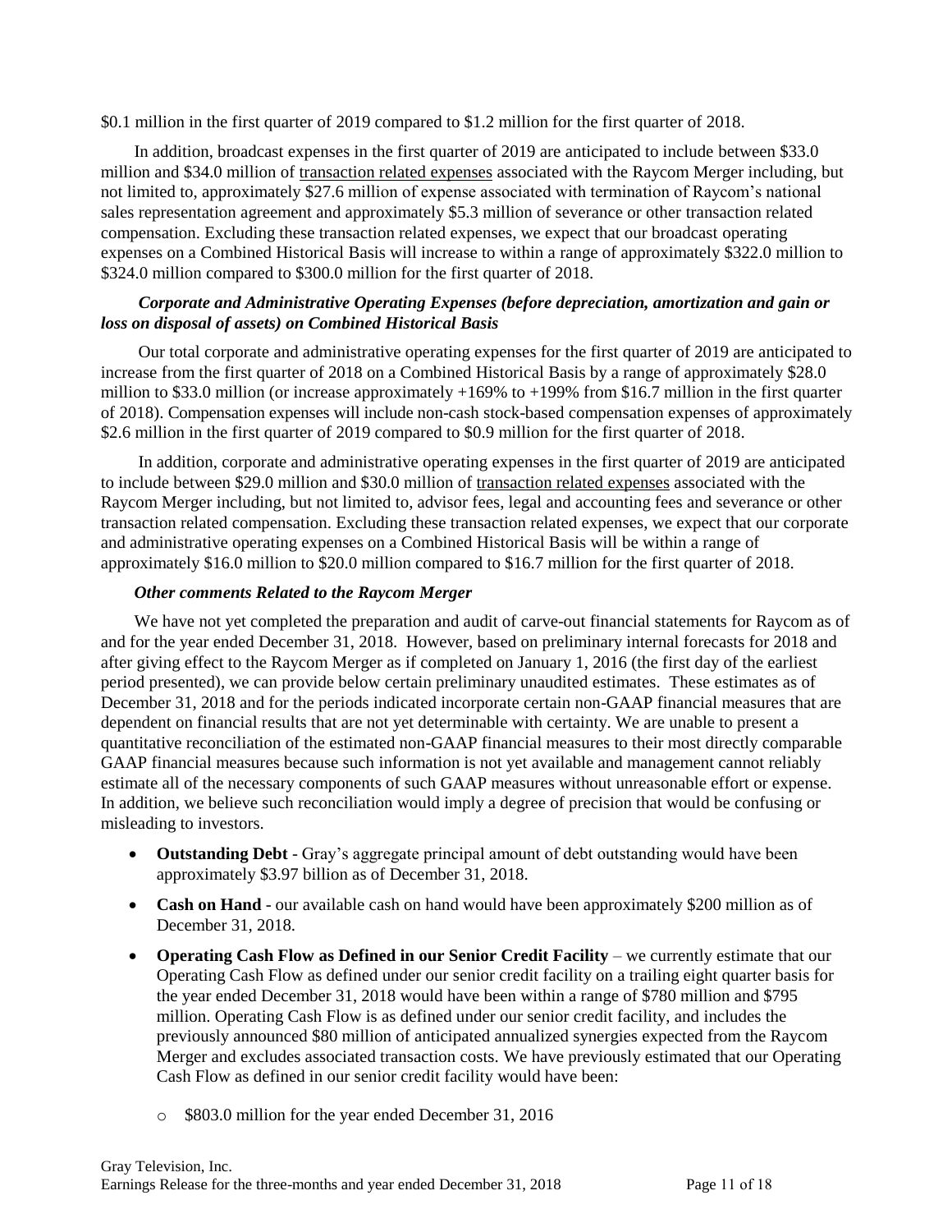$0.1 million in the first quarter of 2019 compared to $1.2 million for the first quarter of 2018.

In addition, broadcast expenses in the first quarter of 2019 are anticipated to include between $33.0 million and $34.0 million of transaction related expenses associated with the Raycom Merger including, but not limited to, approximately $27.6 million of expense associated with termination of Raycom's national sales representation agreement and approximately $5.3 million of severance or other transaction related compensation. Excluding these transaction related expenses, we expect that our broadcast operating expenses on a Combined Historical Basis will increase to within a range of approximately $322.0 million to $324.0 million compared to $300.0 million for the first quarter of 2018.

***Corporate and Administrative Operating Expenses (before depreciation, amortization and gain or loss on disposal of assets) on Combined Historical Basis***

Our total corporate and administrative operating expenses for the first quarter of 2019 are anticipated to increase from the first quarter of 2018 on a Combined Historical Basis by a range of approximately $28.0 million to $33.0 million (or increase approximately +169% to +199% from $16.7 million in the first quarter of 2018). Compensation expenses will include non-cash stock-based compensation expenses of approximately $2.6 million in the first quarter of 2019 compared to $0.9 million for the first quarter of 2018.

In addition, corporate and administrative operating expenses in the first quarter of 2019 are anticipated to include between $29.0 million and $30.0 million of transaction related expenses associated with the Raycom Merger including, but not limited to, advisor fees, legal and accounting fees and severance or other transaction related compensation. Excluding these transaction related expenses, we expect that our corporate and administrative operating expenses on a Combined Historical Basis will be within a range of approximately $16.0 million to $20.0 million compared to $16.7 million for the first quarter of 2018.

***Other comments Related to the Raycom Merger***

We have not yet completed the preparation and audit of carve-out financial statements for Raycom as of and for the year ended December 31, 2018. However, based on preliminary internal forecasts for 2018 and after giving effect to the Raycom Merger as if completed on January 1, 2016 (the first day of the earliest period presented), we can provide below certain preliminary unaudited estimates. These estimates as of December 31, 2018 and for the periods indicated incorporate certain non-GAAP financial measures that are dependent on financial results that are not yet determinable with certainty. We are unable to present a quantitative reconciliation of the estimated non-GAAP financial measures to their most directly comparable GAAP financial measures because such information is not yet available and management cannot reliably estimate all of the necessary components of such GAAP measures without unreasonable effort or expense. In addition, we believe such reconciliation would imply a degree of precision that would be confusing or misleading to investors.

- **Outstanding Debt** - Gray's aggregate principal amount of debt outstanding would have been approximately $3.97 billion as of December 31, 2018.
- **Cash on Hand** - our available cash on hand would have been approximately $200 million as of December 31, 2018.
- **Operating Cash Flow as Defined in our Senior Credit Facility** – we currently estimate that our Operating Cash Flow as defined under our senior credit facility on a trailing eight quarter basis for the year ended December 31, 2018 would have been within a range of $780 million and $795 million. Operating Cash Flow is as defined under our senior credit facility, and includes the previously announced $80 million of anticipated annualized synergies expected from the Raycom Merger and excludes associated transaction costs. We have previously estimated that our Operating Cash Flow as defined in our senior credit facility would have been:
    - $803.0 million for the year ended December 31, 2016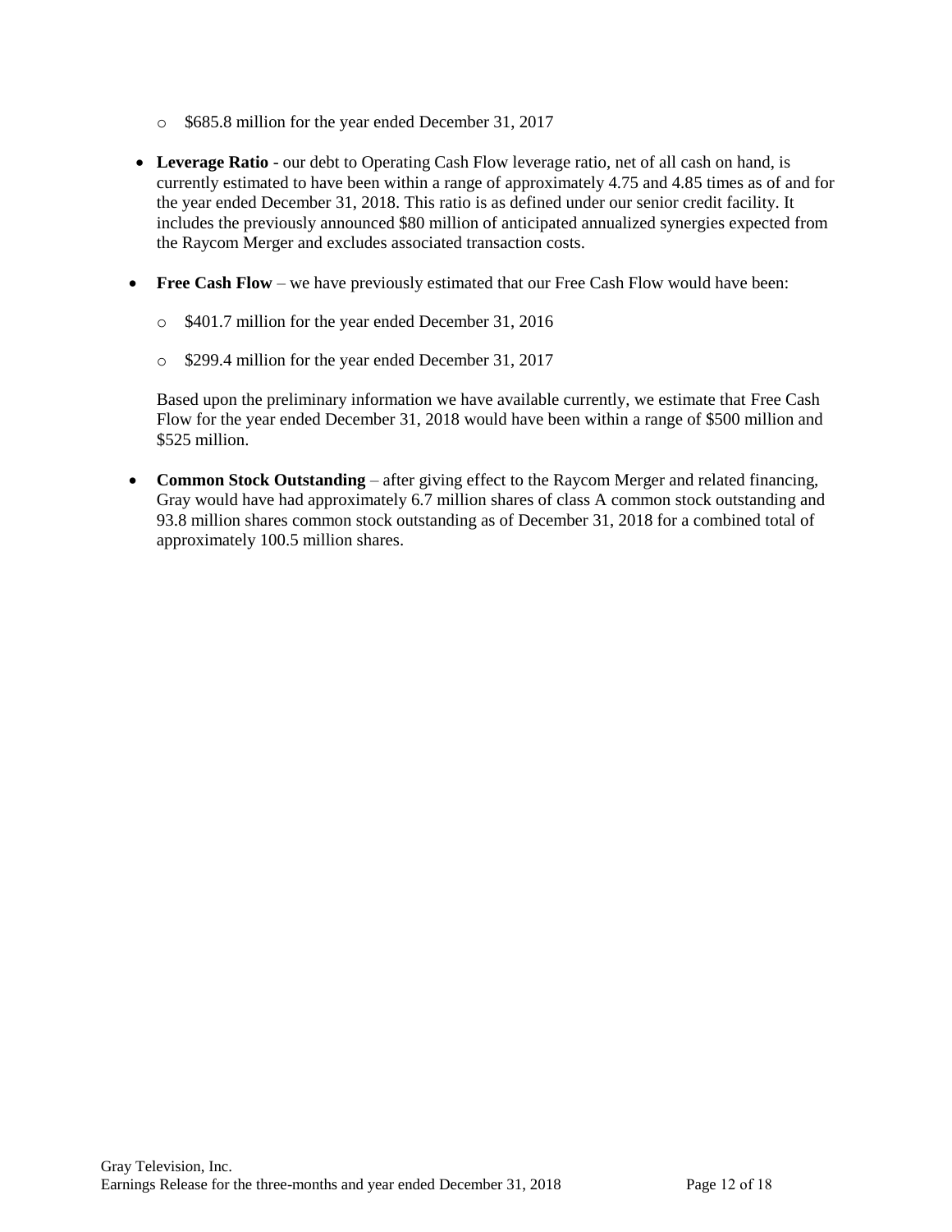- $685.8 million for the year ended December 31, 2017

- **Leverage Ratio** - our debt to Operating Cash Flow leverage ratio, net of all cash on hand, is currently estimated to have been within a range of approximately 4.75 and 4.85 times as of and for the year ended December 31, 2018. This ratio is as defined under our senior credit facility. It includes the previously announced $80 million of anticipated annualized synergies expected from the Raycom Merger and excludes associated transaction costs.

- **Free Cash Flow** – we have previously estimated that our Free Cash Flow would have been:

  - $401.7 million for the year ended December 31, 2016
  - $299.4 million for the year ended December 31, 2017

  Based upon the preliminary information we have available currently, we estimate that Free Cash Flow for the year ended December 31, 2018 would have been within a range of $500 million and $525 million.

- **Common Stock Outstanding** – after giving effect to the Raycom Merger and related financing, Gray would have had approximately 6.7 million shares of class A common stock outstanding and 93.8 million shares common stock outstanding as of December 31, 2018 for a combined total of approximately 100.5 million shares.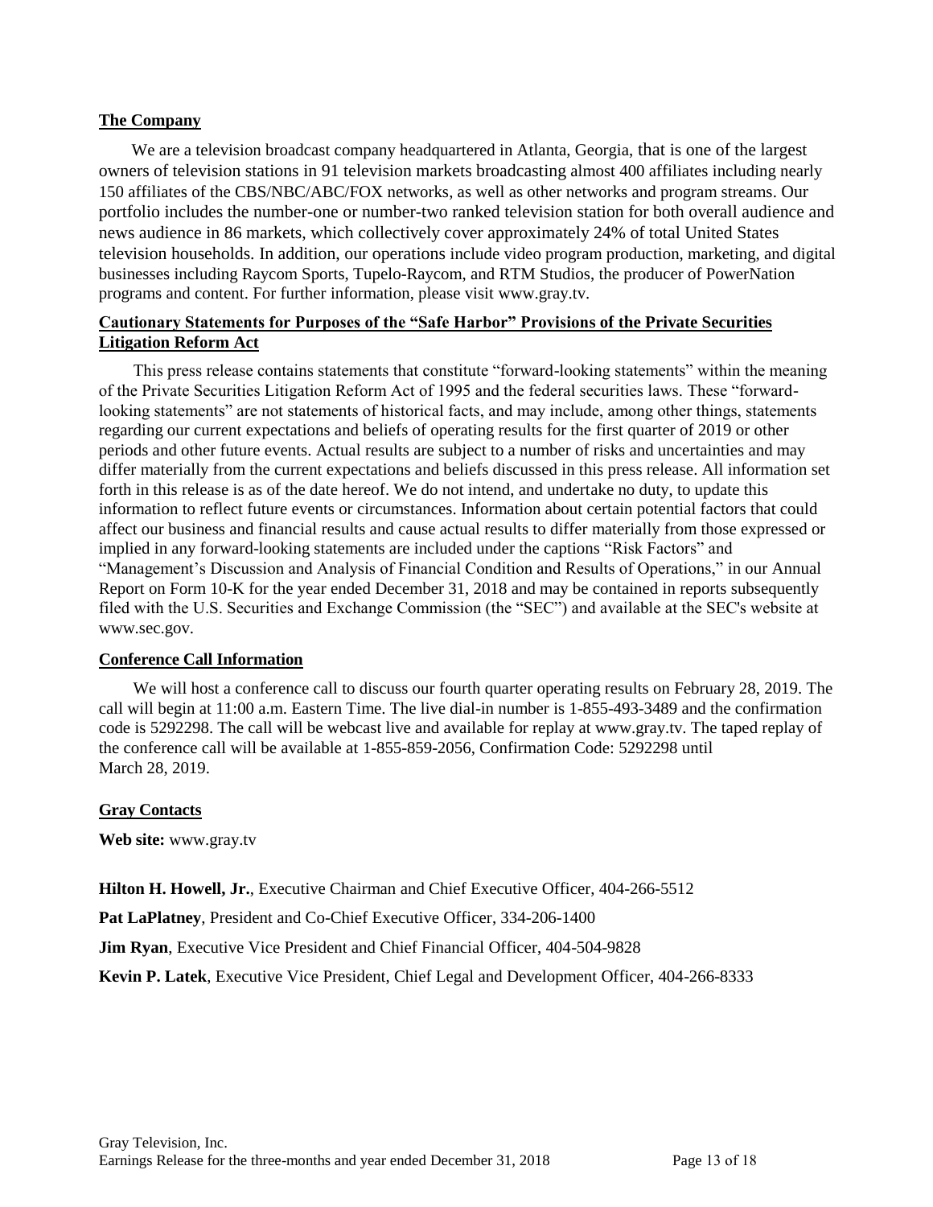## The Company

We are a television broadcast company headquartered in Atlanta, Georgia, that is one of the largest owners of television stations in 91 television markets broadcasting almost 400 affiliates including nearly 150 affiliates of the CBS/NBC/ABC/FOX networks, as well as other networks and program streams. Our portfolio includes the number-one or number-two ranked television station for both overall audience and news audience in 86 markets, which collectively cover approximately 24% of total United States television households. In addition, our operations include video program production, marketing, and digital businesses including Raycom Sports, Tupelo-Raycom, and RTM Studios, the producer of PowerNation programs and content. For further information, please visit www.gray.tv.

## Cautionary Statements for Purposes of the "Safe Harbor" Provisions of the Private Securities Litigation Reform Act

This press release contains statements that constitute "forward-looking statements" within the meaning of the Private Securities Litigation Reform Act of 1995 and the federal securities laws. These "forward-looking statements" are not statements of historical facts, and may include, among other things, statements regarding our current expectations and beliefs of operating results for the first quarter of 2019 or other periods and other future events. Actual results are subject to a number of risks and uncertainties and may differ materially from the current expectations and beliefs discussed in this press release. All information set forth in this release is as of the date hereof. We do not intend, and undertake no duty, to update this information to reflect future events or circumstances. Information about certain potential factors that could affect our business and financial results and cause actual results to differ materially from those expressed or implied in any forward-looking statements are included under the captions "Risk Factors" and "Management's Discussion and Analysis of Financial Condition and Results of Operations," in our Annual Report on Form 10-K for the year ended December 31, 2018 and may be contained in reports subsequently filed with the U.S. Securities and Exchange Commission (the "SEC") and available at the SEC's website at www.sec.gov.

## Conference Call Information

We will host a conference call to discuss our fourth quarter operating results on February 28, 2019. The call will begin at 11:00 a.m. Eastern Time. The live dial-in number is 1-855-493-3489 and the confirmation code is 5292298. The call will be webcast live and available for replay at www.gray.tv. The taped replay of the conference call will be available at 1-855-859-2056, Confirmation Code: 5292298 until March 28, 2019.

## Gray Contacts

**Web site:** www.gray.tv

**Hilton H. Howell, Jr.**, Executive Chairman and Chief Executive Officer, 404-266-5512

**Pat LaPlatney**, President and Co-Chief Executive Officer, 334-206-1400

**Jim Ryan**, Executive Vice President and Chief Financial Officer, 404-504-9828

**Kevin P. Latek**, Executive Vice President, Chief Legal and Development Officer, 404-266-8333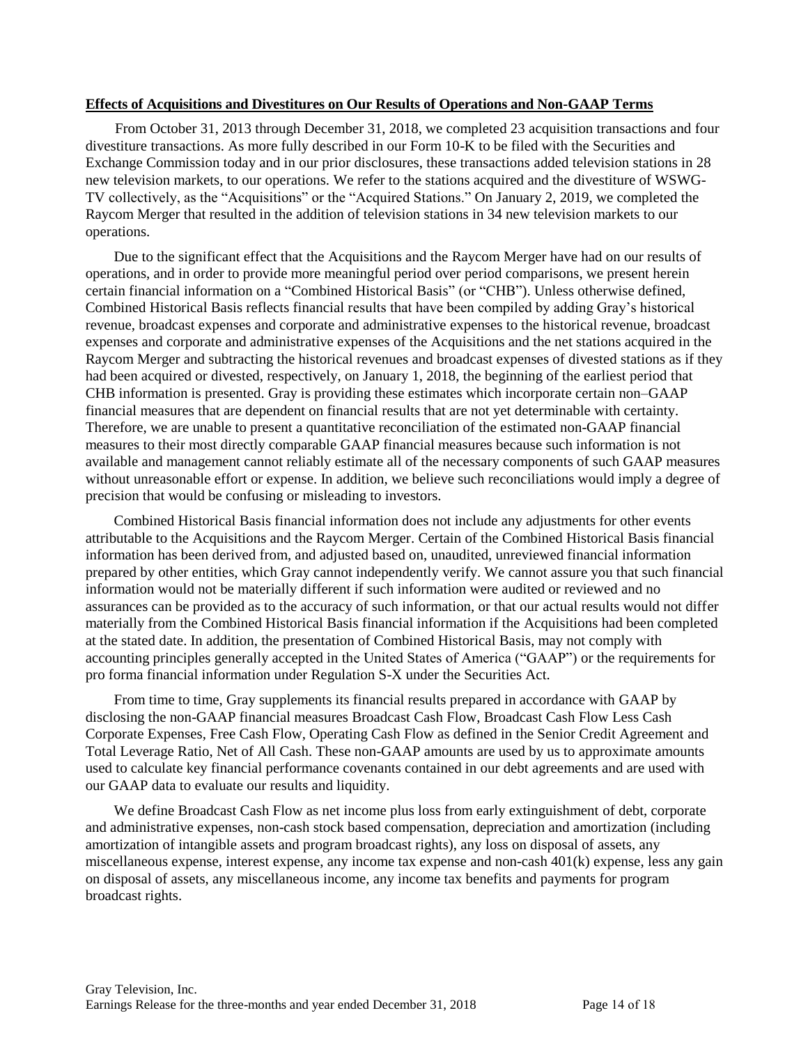**Effects of Acquisitions and Divestitures on Our Results of Operations and Non-GAAP Terms**

From October 31, 2013 through December 31, 2018, we completed 23 acquisition transactions and four divestiture transactions. As more fully described in our Form 10-K to be filed with the Securities and Exchange Commission today and in our prior disclosures, these transactions added television stations in 28 new television markets, to our operations. We refer to the stations acquired and the divestiture of WSWG-TV collectively, as the "Acquisitions" or the "Acquired Stations." On January 2, 2019, we completed the Raycom Merger that resulted in the addition of television stations in 34 new television markets to our operations.

Due to the significant effect that the Acquisitions and the Raycom Merger have had on our results of operations, and in order to provide more meaningful period over period comparisons, we present herein certain financial information on a "Combined Historical Basis" (or "CHB"). Unless otherwise defined, Combined Historical Basis reflects financial results that have been compiled by adding Gray's historical revenue, broadcast expenses and corporate and administrative expenses to the historical revenue, broadcast expenses and corporate and administrative expenses of the Acquisitions and the net stations acquired in the Raycom Merger and subtracting the historical revenues and broadcast expenses of divested stations as if they had been acquired or divested, respectively, on January 1, 2018, the beginning of the earliest period that CHB information is presented. Gray is providing these estimates which incorporate certain non–GAAP financial measures that are dependent on financial results that are not yet determinable with certainty. Therefore, we are unable to present a quantitative reconciliation of the estimated non-GAAP financial measures to their most directly comparable GAAP financial measures because such information is not available and management cannot reliably estimate all of the necessary components of such GAAP measures without unreasonable effort or expense. In addition, we believe such reconciliations would imply a degree of precision that would be confusing or misleading to investors.

Combined Historical Basis financial information does not include any adjustments for other events attributable to the Acquisitions and the Raycom Merger. Certain of the Combined Historical Basis financial information has been derived from, and adjusted based on, unaudited, unreviewed financial information prepared by other entities, which Gray cannot independently verify. We cannot assure you that such financial information would not be materially different if such information were audited or reviewed and no assurances can be provided as to the accuracy of such information, or that our actual results would not differ materially from the Combined Historical Basis financial information if the Acquisitions had been completed at the stated date. In addition, the presentation of Combined Historical Basis, may not comply with accounting principles generally accepted in the United States of America ("GAAP") or the requirements for pro forma financial information under Regulation S-X under the Securities Act.

From time to time, Gray supplements its financial results prepared in accordance with GAAP by disclosing the non-GAAP financial measures Broadcast Cash Flow, Broadcast Cash Flow Less Cash Corporate Expenses, Free Cash Flow, Operating Cash Flow as defined in the Senior Credit Agreement and Total Leverage Ratio, Net of All Cash. These non-GAAP amounts are used by us to approximate amounts used to calculate key financial performance covenants contained in our debt agreements and are used with our GAAP data to evaluate our results and liquidity.

We define Broadcast Cash Flow as net income plus loss from early extinguishment of debt, corporate and administrative expenses, non-cash stock based compensation, depreciation and amortization (including amortization of intangible assets and program broadcast rights), any loss on disposal of assets, any miscellaneous expense, interest expense, any income tax expense and non-cash 401(k) expense, less any gain on disposal of assets, any miscellaneous income, any income tax benefits and payments for program broadcast rights.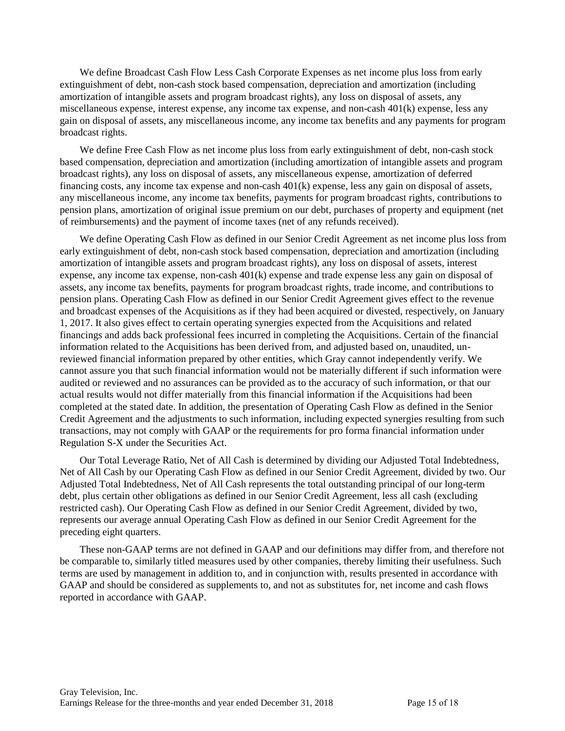We define Broadcast Cash Flow Less Cash Corporate Expenses as net income plus loss from early extinguishment of debt, non-cash stock based compensation, depreciation and amortization (including amortization of intangible assets and program broadcast rights), any loss on disposal of assets, any miscellaneous expense, interest expense, any income tax expense, and non-cash 401(k) expense, less any gain on disposal of assets, any miscellaneous income, any income tax benefits and any payments for program broadcast rights.

We define Free Cash Flow as net income plus loss from early extinguishment of debt, non-cash stock based compensation, depreciation and amortization (including amortization of intangible assets and program broadcast rights), any loss on disposal of assets, any miscellaneous expense, amortization of deferred financing costs, any income tax expense and non-cash 401(k) expense, less any gain on disposal of assets, any miscellaneous income, any income tax benefits, payments for program broadcast rights, contributions to pension plans, amortization of original issue premium on our debt, purchases of property and equipment (net of reimbursements) and the payment of income taxes (net of any refunds received).

We define Operating Cash Flow as defined in our Senior Credit Agreement as net income plus loss from early extinguishment of debt, non-cash stock based compensation, depreciation and amortization (including amortization of intangible assets and program broadcast rights), any loss on disposal of assets, interest expense, any income tax expense, non-cash 401(k) expense and trade expense less any gain on disposal of assets, any income tax benefits, payments for program broadcast rights, trade income, and contributions to pension plans. Operating Cash Flow as defined in our Senior Credit Agreement gives effect to the revenue and broadcast expenses of the Acquisitions as if they had been acquired or divested, respectively, on January 1, 2017. It also gives effect to certain operating synergies expected from the Acquisitions and related financings and adds back professional fees incurred in completing the Acquisitions. Certain of the financial information related to the Acquisitions has been derived from, and adjusted based on, unaudited, un-reviewed financial information prepared by other entities, which Gray cannot independently verify. We cannot assure you that such financial information would not be materially different if such information were audited or reviewed and no assurances can be provided as to the accuracy of such information, or that our actual results would not differ materially from this financial information if the Acquisitions had been completed at the stated date. In addition, the presentation of Operating Cash Flow as defined in the Senior Credit Agreement and the adjustments to such information, including expected synergies resulting from such transactions, may not comply with GAAP or the requirements for pro forma financial information under Regulation S-X under the Securities Act.

Our Total Leverage Ratio, Net of All Cash is determined by dividing our Adjusted Total Indebtedness, Net of All Cash by our Operating Cash Flow as defined in our Senior Credit Agreement, divided by two. Our Adjusted Total Indebtedness, Net of All Cash represents the total outstanding principal of our long-term debt, plus certain other obligations as defined in our Senior Credit Agreement, less all cash (excluding restricted cash). Our Operating Cash Flow as defined in our Senior Credit Agreement, divided by two, represents our average annual Operating Cash Flow as defined in our Senior Credit Agreement for the preceding eight quarters.

These non-GAAP terms are not defined in GAAP and our definitions may differ from, and therefore not be comparable to, similarly titled measures used by other companies, thereby limiting their usefulness. Such terms are used by management in addition to, and in conjunction with, results presented in accordance with GAAP and should be considered as supplements to, and not as substitutes for, net income and cash flows reported in accordance with GAAP.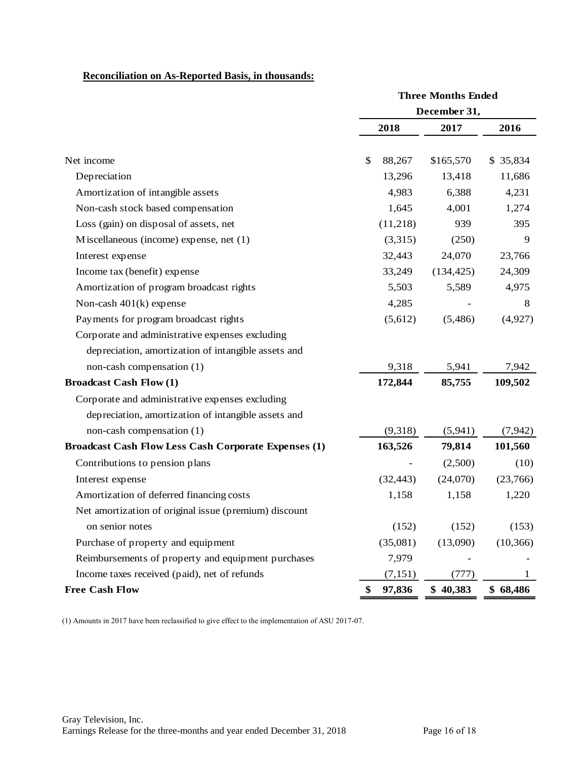**Reconciliation on As-Reported Basis, in thousands:**

| | Three Months Ended December 31, | | |
|---|---|---|---|
| | 2018 | 2017 | 2016 |
| Net income | $ 88,267 | $165,570 | $ 35,834 |
| Depreciation | 13,296 | 13,418 | 11,686 |
| Amortization of intangible assets | 4,983 | 6,388 | 4,231 |
| Non-cash stock based compensation | 1,645 | 4,001 | 1,274 |
| Loss (gain) on disposal of assets, net | (11,218) | 939 | 395 |
| Miscellaneous (income) expense, net (1) | (3,315) | (250) | 9 |
| Interest expense | 32,443 | 24,070 | 23,766 |
| Income tax (benefit) expense | 33,249 | (134,425) | 24,309 |
| Amortization of program broadcast rights | 5,503 | 5,589 | 4,975 |
| Non-cash 401(k) expense | 4,285 | - | 8 |
| Payments for program broadcast rights | (5,612) | (5,486) | (4,927) |
| Corporate and administrative expenses excluding depreciation, amortization of intangible assets and non-cash compensation (1) | 9,318 | 5,941 | 7,942 |
| **Broadcast Cash Flow (1)** | **172,844** | **85,755** | **109,502** |
| Corporate and administrative expenses excluding depreciation, amortization of intangible assets and non-cash compensation (1) | (9,318) | (5,941) | (7,942) |
| **Broadcast Cash Flow Less Cash Corporate Expenses (1)** | **163,526** | **79,814** | **101,560** |
| Contributions to pension plans | - | (2,500) | (10) |
| Interest expense | (32,443) | (24,070) | (23,766) |
| Amortization of deferred financing costs | 1,158 | 1,158 | 1,220 |
| Net amortization of original issue (premium) discount on senior notes | (152) | (152) | (153) |
| Purchase of property and equipment | (35,081) | (13,090) | (10,366) |
| Reimbursements of property and equipment purchases | 7,979 | - | - |
| Income taxes received (paid), net of refunds | (7,151) | (777) | 1 |
| **Free Cash Flow** | **$ 97,836** | **$ 40,383** | **$ 68,486** |

(1) Amounts in 2017 have been reclassified to give effect to the implementation of ASU 2017-07.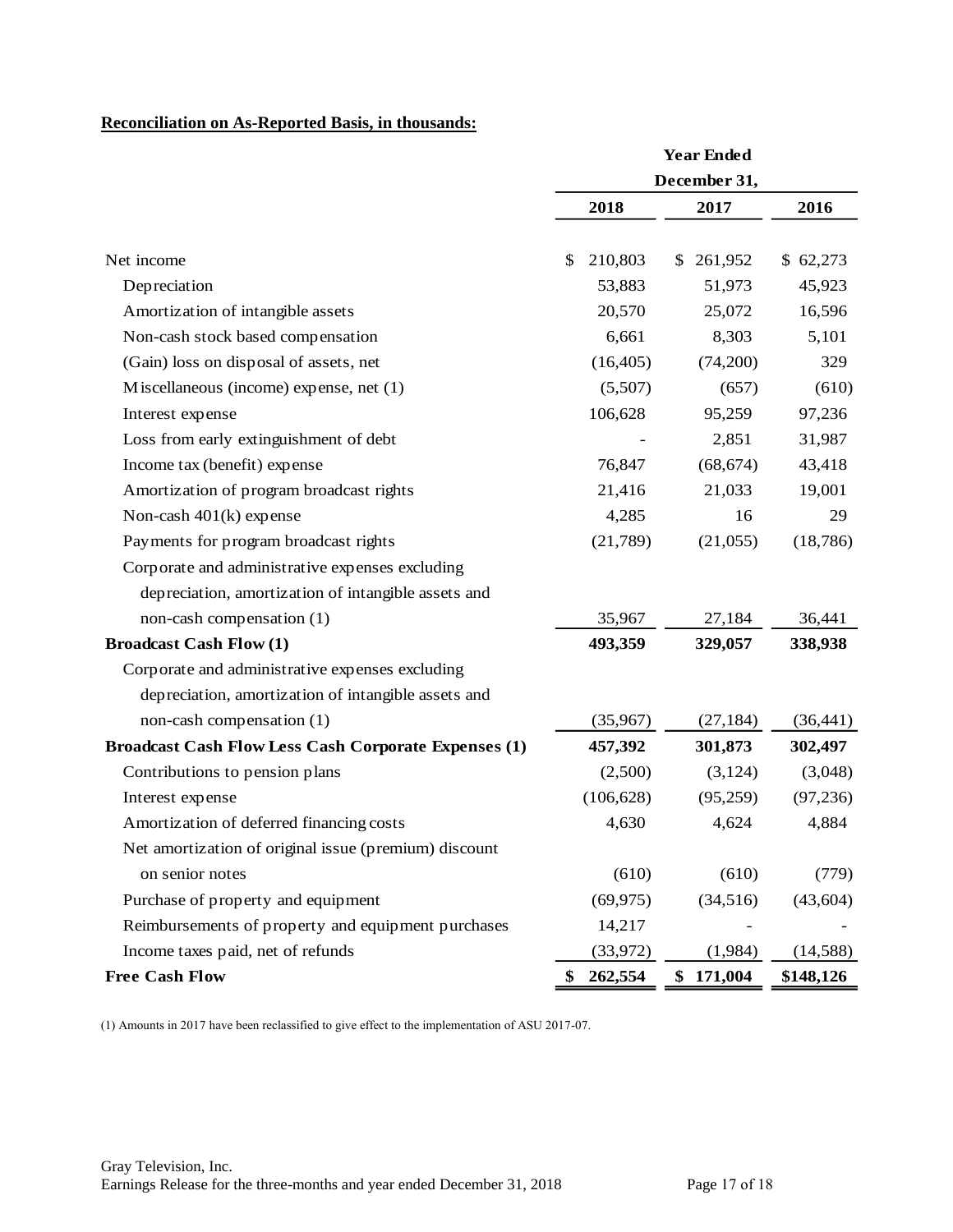**Reconciliation on As-Reported Basis, in thousands:**

| | Year Ended December 31, | | |
|---|---|---|---|
| | 2018 | 2017 | 2016 |
| Net income | $ 210,803 | $ 261,952 | $ 62,273 |
| Depreciation | 53,883 | 51,973 | 45,923 |
| Amortization of intangible assets | 20,570 | 25,072 | 16,596 |
| Non-cash stock based compensation | 6,661 | 8,303 | 5,101 |
| (Gain) loss on disposal of assets, net | (16,405) | (74,200) | 329 |
| Miscellaneous (income) expense, net (1) | (5,507) | (657) | (610) |
| Interest expense | 106,628 | 95,259 | 97,236 |
| Loss from early extinguishment of debt | - | 2,851 | 31,987 |
| Income tax (benefit) expense | 76,847 | (68,674) | 43,418 |
| Amortization of program broadcast rights | 21,416 | 21,033 | 19,001 |
| Non-cash 401(k) expense | 4,285 | 16 | 29 |
| Payments for program broadcast rights | (21,789) | (21,055) | (18,786) |
| Corporate and administrative expenses excluding depreciation, amortization of intangible assets and non-cash compensation (1) | 35,967 | 27,184 | 36,441 |
| **Broadcast Cash Flow (1)** | **493,359** | **329,057** | **338,938** |
| Corporate and administrative expenses excluding depreciation, amortization of intangible assets and non-cash compensation (1) | (35,967) | (27,184) | (36,441) |
| **Broadcast Cash Flow Less Cash Corporate Expenses (1)** | **457,392** | **301,873** | **302,497** |
| Contributions to pension plans | (2,500) | (3,124) | (3,048) |
| Interest expense | (106,628) | (95,259) | (97,236) |
| Amortization of deferred financing costs | 4,630 | 4,624 | 4,884 |
| Net amortization of original issue (premium) discount on senior notes | (610) | (610) | (779) |
| Purchase of property and equipment | (69,975) | (34,516) | (43,604) |
| Reimbursements of property and equipment purchases | 14,217 | - | - |
| Income taxes paid, net of refunds | (33,972) | (1,984) | (14,588) |
| **Free Cash Flow** | **$ 262,554** | **$ 171,004** | **$148,126** |

(1) Amounts in 2017 have been reclassified to give effect to the implementation of ASU 2017-07.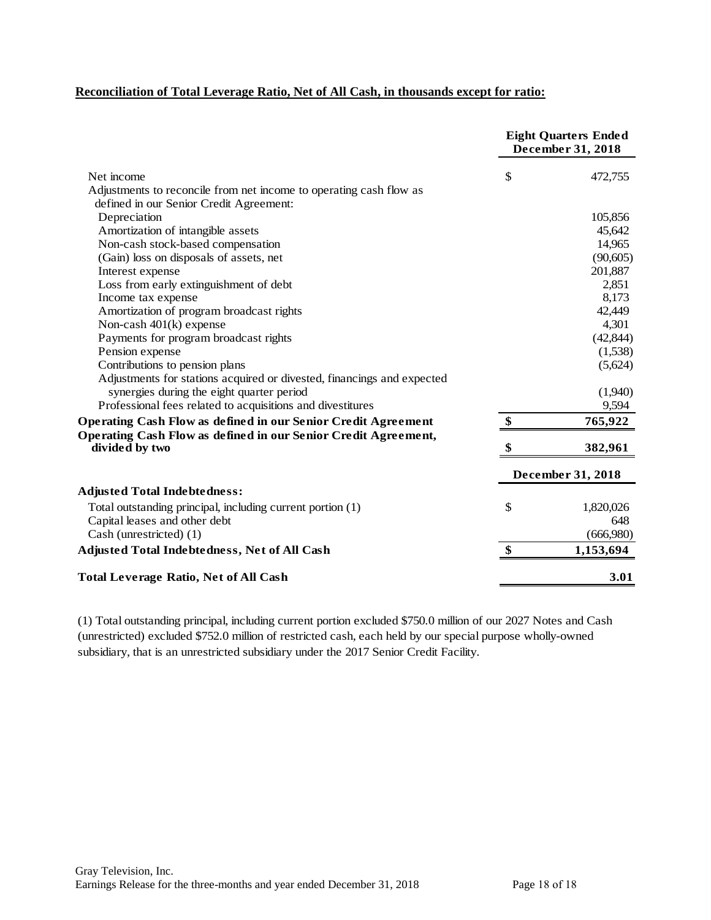**Reconciliation of Total Leverage Ratio, Net of All Cash, in thousands except for ratio:**

| | Eight Quarters Ended December 31, 2018 |
|---|---|
| Net income | $ 472,755 |
| Adjustments to reconcile from net income to operating cash flow as defined in our Senior Credit Agreement: | |
| Depreciation | 105,856 |
| Amortization of intangible assets | 45,642 |
| Non-cash stock-based compensation | 14,965 |
| (Gain) loss on disposals of assets, net | (90,605) |
| Interest expense | 201,887 |
| Loss from early extinguishment of debt | 2,851 |
| Income tax expense | 8,173 |
| Amortization of program broadcast rights | 42,449 |
| Non-cash 401(k) expense | 4,301 |
| Payments for program broadcast rights | (42,844) |
| Pension expense | (1,538) |
| Contributions to pension plans | (5,624) |
| Adjustments for stations acquired or divested, financings and expected synergies during the eight quarter period | (1,940) |
| Professional fees related to acquisitions and divestitures | 9,594 |
| **Operating Cash Flow as defined in our Senior Credit Agreement** | **$ 765,922** |
| **Operating Cash Flow as defined in our Senior Credit Agreement, divided by two** | **$ 382,961** |

| | December 31, 2018 |
|---|---|
| **Adjusted Total Indebtedness:** | |
| Total outstanding principal, including current portion (1) | $ 1,820,026 |
| Capital leases and other debt | 648 |
| Cash (unrestricted) (1) | (666,980) |
| **Adjusted Total Indebtedness, Net of All Cash** | **$ 1,153,694** |
| **Total Leverage Ratio, Net of All Cash** | **3.01** |

(1) Total outstanding principal, including current portion excluded $750.0 million of our 2027 Notes and Cash (unrestricted) excluded $752.0 million of restricted cash, each held by our special purpose wholly-owned subsidiary, that is an unrestricted subsidiary under the 2017 Senior Credit Facility.